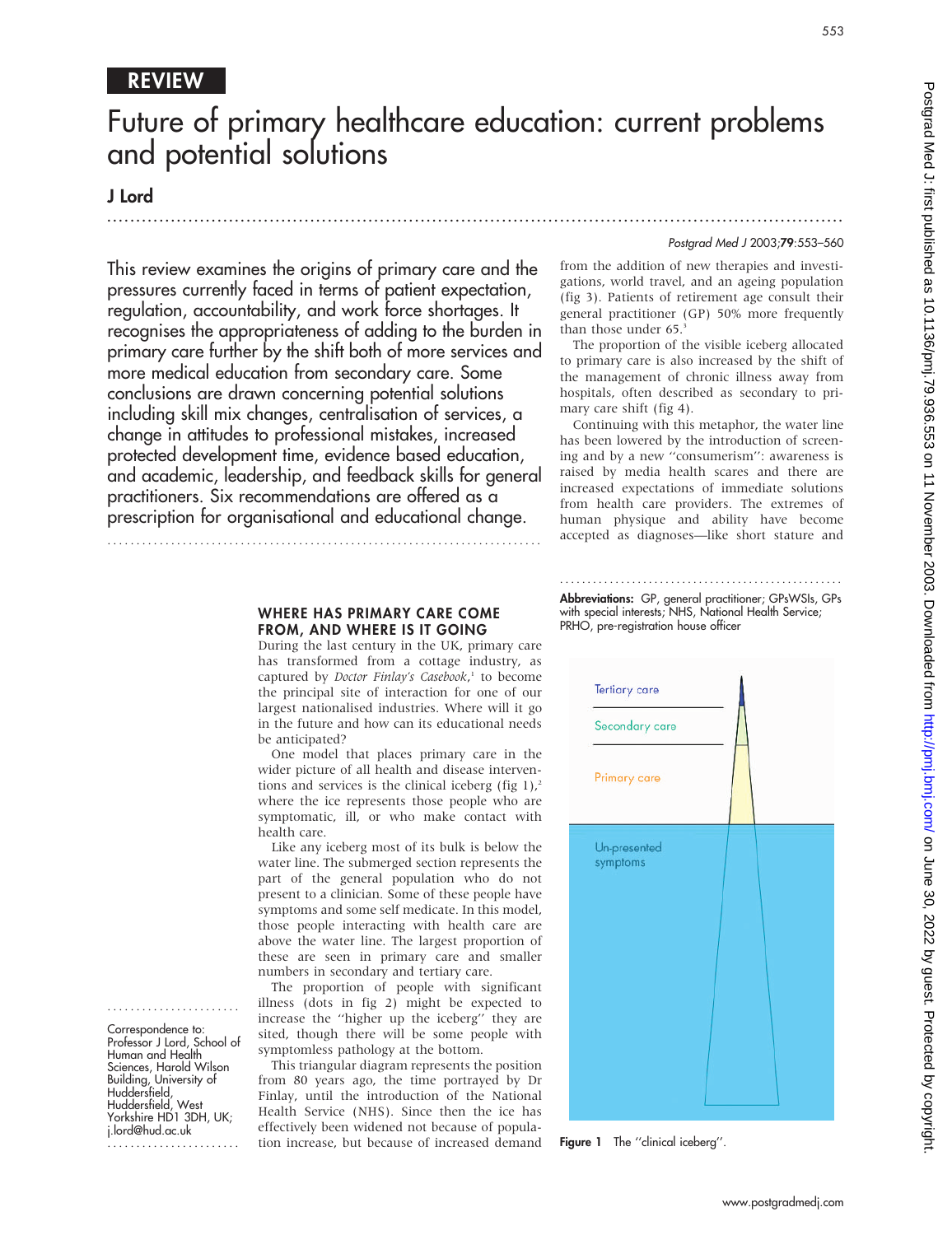REVIEW

# Future of primary healthcare education: current problems and potential solutions

**J Lord**

*Postgrad Med J* 2003;**79**:553–560

This review examines the origins of primary care and the pressures currently faced in terms of patient expectation, regulation, accountability, and work force shortages. It recognises the appropriateness of adding to the burden in primary care further by the shift both of more services and more medical education from secondary care. Some conclusions are drawn concerning potential solutions including skill mix changes, centralisation of services, a change in attitudes to professional mistakes, increased protected development time, evidence based education, and academic, leadership, and feedback skills for general practitioners. Six recommendations are offered as a prescription for organisational and educational change.

## WHERE HAS PRIMARY CARE COME FROM, AND WHERE IS IT GOING

During the last century in the UK, primary care has transformed from a cottage industry, as captured by *Doctor Finlay's Casebook*,[1] to become the principal site of interaction for one of our largest nationalised industries. Where will it go in the future and how can its educational needs be anticipated?

One model that places primary care in the wider picture of all health and disease interventions and services is the clinical iceberg (fig 1),[2] where the ice represents those people who are symptomatic, ill, or who make contact with health care.

Like any iceberg most of its bulk is below the water line. The submerged section represents the part of the general population who do not present to a clinician. Some of these people have symptoms and some self medicate. In this model, those people interacting with health care are above the water line. The largest proportion of these are seen in primary care and smaller numbers in secondary and tertiary care.

The proportion of people with significant illness (dots in fig 2) might be expected to increase the "higher up the iceberg" they are sited, though there will be some people with symptomless pathology at the bottom.

This triangular diagram represents the position from 80 years ago, the time portrayed by Dr Finlay, until the introduction of the National Health Service (NHS). Since then the ice has effectively been widened not because of population increase, but because of increased demand from the addition of new therapies and investigations, world travel, and an ageing population (fig 3). Patients of retirement age consult their general practitioner (GP) 50% more frequently than those under 65.[3]

The proportion of the visible iceberg allocated to primary care is also increased by the shift of the management of chronic illness away from hospitals, often described as secondary to primary care shift (fig 4).

Continuing with this metaphor, the water line has been lowered by the introduction of screening and by a new "consumerism": awareness is raised by media health scares and there are increased expectations of immediate solutions from health care providers. The extremes of human physique and ability have become accepted as diagnoses—like short stature and

**Abbreviations:** GP, general practitioner; GPsWSIs, GPs with special interests; NHS, National Health Service; PRHO, pre-registration house officer

Tertiary care

Secondary care

Primary care

Un-presented symptoms

**Figure 1** The "clinical iceberg".

Correspondence to: Professor J Lord, School of Human and Health Sciences, Harold Wilson Building, University of Huddersfield, Huddersfield, West Yorkshire HD1 3DH, UK; j.lord@hud.ac.uk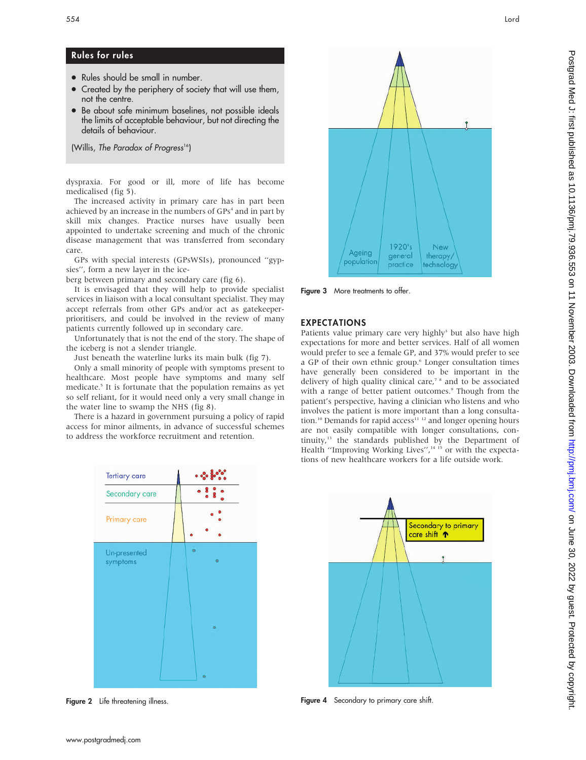## Rules for rules

- Rules should be small in number.
- Created by the periphery of society that will use them, not the centre.
- Be about safe minimum baselines, not possible ideals the limits of acceptable behaviour, but not directing the details of behaviour.

(Willis, *The Paradox of Progress*[16])

dyspraxia. For good or ill, more of life has become medicalised (fig 5).

The increased activity in primary care has in part been achieved by an increase in the numbers of GPs[4] and in part by skill mix changes. Practice nurses have usually been appointed to undertake screening and much of the chronic disease management that was transferred from secondary care.

GPs with special interests (GPsWSIs), pronounced "gypsies", form a new layer in the iceberg between primary and secondary care (fig 6).

It is envisaged that they will help to provide specialist services in liaison with a local consultant specialist. They may accept referrals from other GPs and/or act as gatekeeper-prioritisers, and could be involved in the review of many patients currently followed up in secondary care.

Unfortunately that is not the end of the story. The shape of the iceberg is not a slender triangle.

Just beneath the waterline lurks its main bulk (fig 7).

Only a small minority of people with symptoms present to healthcare. Most people have symptoms and many self medicate.[5] It is fortunate that the population remains as yet so self reliant, for it would need only a very small change in the water line to swamp the NHS (fig 8).

There is a hazard in government pursuing a policy of rapid access for minor ailments, in advance of successful schemes to address the workforce recruitment and retention.

Figure 2 Life threatening illness.

Figure 3 More treatments to offer.

## EXPECTATIONS

Patients value primary care very highly[3] but also have high expectations for more and better services. Half of all women would prefer to see a female GP, and 37% would prefer to see a GP of their own ethnic group.[6] Longer consultation times have generally been considered to be important in the delivery of high quality clinical care,[7 8] and to be associated with a range of better patient outcomes.[9] Though from the patient's perspective, having a clinician who listens and who involves the patient is more important than a long consultation.[10] Demands for rapid access[11 12] and longer opening hours are not easily compatible with longer consultations, continuity,[13] the standards published by the Department of Health "Improving Working Lives",[14 15] or with the expectations of new healthcare workers for a life outside work.

Figure 4 Secondary to primary care shift.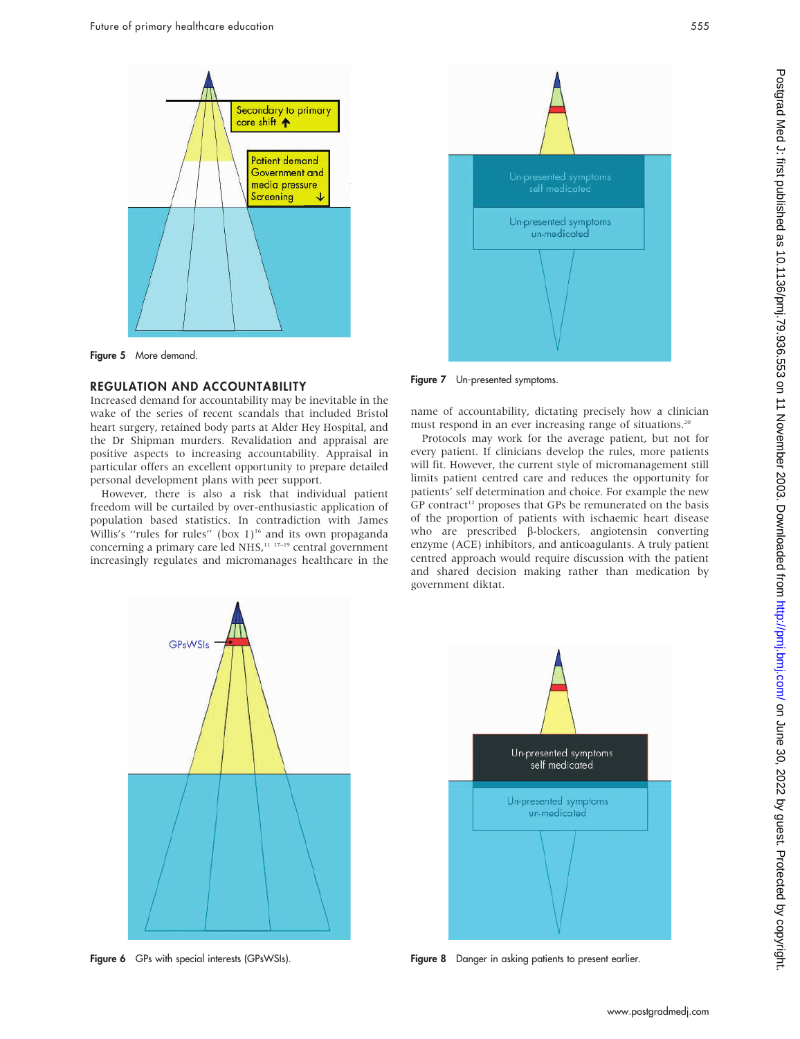Figure 5 More demand.

## REGULATION AND ACCOUNTABILITY

Increased demand for accountability may be inevitable in the wake of the series of recent scandals that included Bristol heart surgery, retained body parts at Alder Hey Hospital, and the Dr Shipman murders. Revalidation and appraisal are positive aspects to increasing accountability. Appraisal in particular offers an excellent opportunity to prepare detailed personal development plans with peer support.

However, there is also a risk that individual patient freedom will be curtailed by over-enthusiastic application of population based statistics. In contradiction with James Willis's "rules for rules" (box 1)[16] and its own propaganda concerning a primary care led NHS,[11 17–19] central government increasingly regulates and micromanages healthcare in the name of accountability, dictating precisely how a clinician must respond in an ever increasing range of situations.[20]

Protocols may work for the average patient, but not for every patient. If clinicians develop the rules, more patients will fit. However, the current style of micromanagement still limits patient centred care and reduces the opportunity for patients' self determination and choice. For example the new GP contract[12] proposes that GPs be remunerated on the basis of the proportion of patients with ischaemic heart disease who are prescribed β-blockers, angiotensin converting enzyme (ACE) inhibitors, and anticoagulants. A truly patient centred approach would require discussion with the patient and shared decision making rather than medication by government diktat.

Figure 7 Un-presented symptoms.

Figure 6 GPs with special interests (GPsWSIs).

Figure 8 Danger in asking patients to present earlier.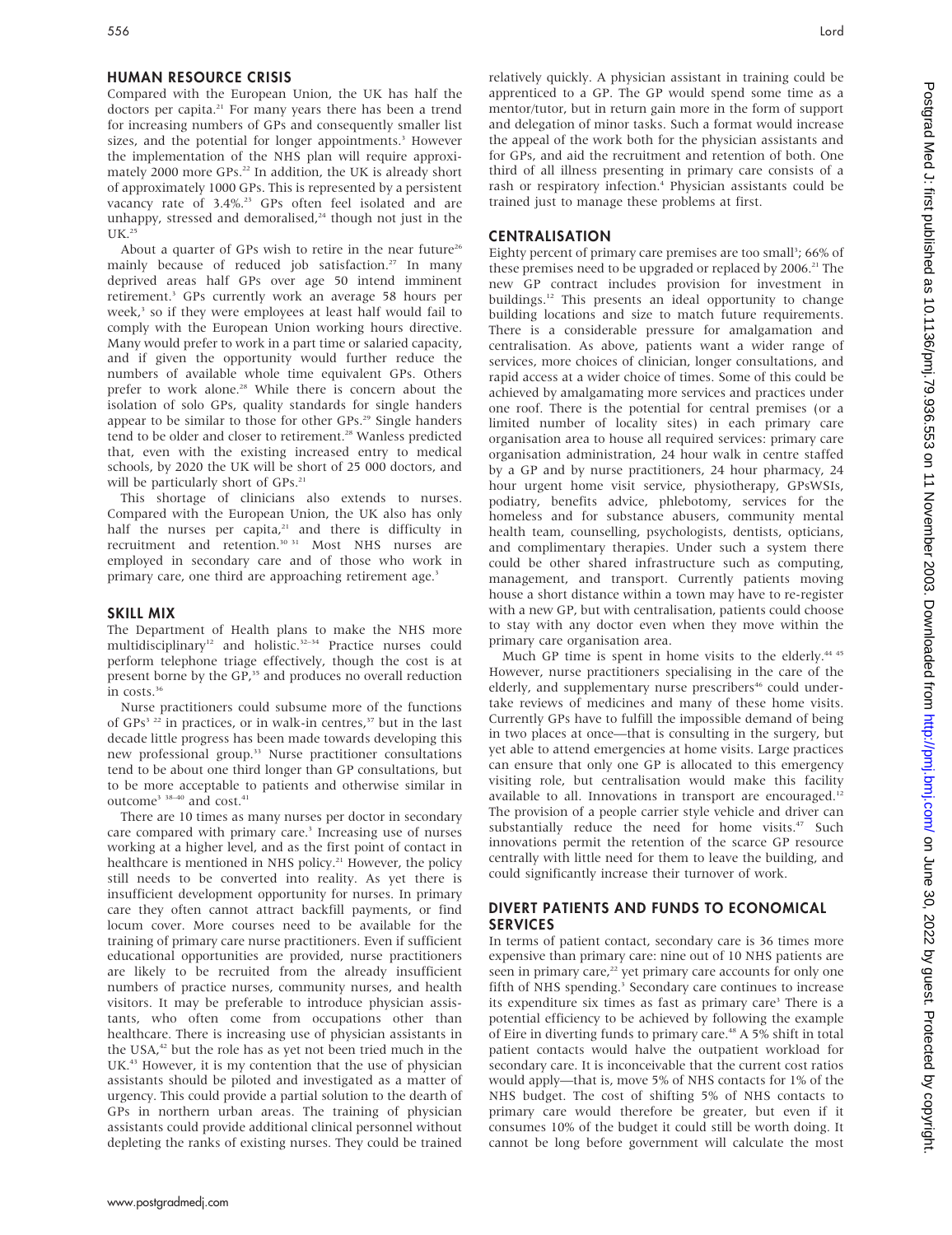## HUMAN RESOURCE CRISIS

Compared with the European Union, the UK has half the doctors per capita.[21] For many years there has been a trend for increasing numbers of GPs and consequently smaller list sizes, and the potential for longer appointments.[3] However the implementation of the NHS plan will require approximately 2000 more GPs.[22] In addition, the UK is already short of approximately 1000 GPs. This is represented by a persistent vacancy rate of 3.4%.[23] GPs often feel isolated and are unhappy, stressed and demoralised,[24] though not just in the UK.[25]

About a quarter of GPs wish to retire in the near future[26] mainly because of reduced job satisfaction.[27] In many deprived areas half GPs over age 50 intend imminent retirement.[3] GPs currently work an average 58 hours per week,[3] so if they were employees at least half would fail to comply with the European Union working hours directive. Many would prefer to work in a part time or salaried capacity, and if given the opportunity would further reduce the numbers of available whole time equivalent GPs. Others prefer to work alone.[28] While there is concern about the isolation of solo GPs, quality standards for single handers appear to be similar to those for other GPs.[29] Single handers tend to be older and closer to retirement.[28] Wanless predicted that, even with the existing increased entry to medical schools, by 2020 the UK will be short of 25 000 doctors, and will be particularly short of GPs.[21]

This shortage of clinicians also extends to nurses. Compared with the European Union, the UK also has only half the nurses per capita,[21] and there is difficulty in recruitment and retention.[30 31] Most NHS nurses are employed in secondary care and of those who work in primary care, one third are approaching retirement age.[3]

## SKILL MIX

The Department of Health plans to make the NHS more multidisciplinary[12] and holistic.[32–34] Practice nurses could perform telephone triage effectively, though the cost is at present borne by the GP,[35] and produces no overall reduction in costs.[36]

Nurse practitioners could subsume more of the functions of GPs[3 22] in practices, or in walk-in centres,[37] but in the last decade little progress has been made towards developing this new professional group.[33] Nurse practitioner consultations tend to be about one third longer than GP consultations, but to be more acceptable to patients and otherwise similar in outcome[3 38–40] and cost.[41]

There are 10 times as many nurses per doctor in secondary care compared with primary care.[3] Increasing use of nurses working at a higher level, and as the first point of contact in healthcare is mentioned in NHS policy.[21] However, the policy still needs to be converted into reality. As yet there is insufficient development opportunity for nurses. In primary care they often cannot attract backfill payments, or find locum cover. More courses need to be available for the training of primary care nurse practitioners. Even if sufficient educational opportunities are provided, nurse practitioners are likely to be recruited from the already insufficient numbers of practice nurses, community nurses, and health visitors. It may be preferable to introduce physician assistants, who often come from occupations other than healthcare. There is increasing use of physician assistants in the USA,[42] but the role has as yet not been tried much in the UK.[43] However, it is my contention that the use of physician assistants should be piloted and investigated as a matter of urgency. This could provide a partial solution to the dearth of GPs in northern urban areas. The training of physician assistants could provide additional clinical personnel without depleting the ranks of existing nurses. They could be trained relatively quickly. A physician assistant in training could be apprenticed to a GP. The GP would spend some time as a mentor/tutor, but in return gain more in the form of support and delegation of minor tasks. Such a format would increase the appeal of the work both for the physician assistants and for GPs, and aid the recruitment and retention of both. One third of all illness presenting in primary care consists of a rash or respiratory infection.[4] Physician assistants could be trained just to manage these problems at first.

## CENTRALISATION

Eighty percent of primary care premises are too small[3]; 66% of these premises need to be upgraded or replaced by 2006.[21] The new GP contract includes provision for investment in buildings.[12] This presents an ideal opportunity to change building locations and size to match future requirements. There is a considerable pressure for amalgamation and centralisation. As above, patients want a wider range of services, more choices of clinician, longer consultations, and rapid access at a wider choice of times. Some of this could be achieved by amalgamating more services and practices under one roof. There is the potential for central premises (or a limited number of locality sites) in each primary care organisation area to house all required services: primary care organisation administration, 24 hour walk in centre staffed by a GP and by nurse practitioners, 24 hour pharmacy, 24 hour urgent home visit service, physiotherapy, GPsWSIs, podiatry, benefits advice, phlebotomy, services for the homeless and for substance abusers, community mental health team, counselling, psychologists, dentists, opticians, and complimentary therapies. Under such a system there could be other shared infrastructure such as computing, management, and transport. Currently patients moving house a short distance within a town may have to re-register with a new GP, but with centralisation, patients could choose to stay with any doctor even when they move within the primary care organisation area.

Much GP time is spent in home visits to the elderly.[44 45] However, nurse practitioners specialising in the care of the elderly, and supplementary nurse prescribers[46] could undertake reviews of medicines and many of these home visits. Currently GPs have to fulfill the impossible demand of being in two places at once—that is consulting in the surgery, but yet able to attend emergencies at home visits. Large practices can ensure that only one GP is allocated to this emergency visiting role, but centralisation would make this facility available to all. Innovations in transport are encouraged.[12] The provision of a people carrier style vehicle and driver can substantially reduce the need for home visits.[47] Such innovations permit the retention of the scarce GP resource centrally with little need for them to leave the building, and could significantly increase their turnover of work.

## DIVERT PATIENTS AND FUNDS TO ECONOMICAL SERVICES

In terms of patient contact, secondary care is 36 times more expensive than primary care: nine out of 10 NHS patients are seen in primary care,[22] yet primary care accounts for only one fifth of NHS spending.[3] Secondary care continues to increase its expenditure six times as fast as primary care[3] There is a potential efficiency to be achieved by following the example of Eire in diverting funds to primary care.[48] A 5% shift in total patient contacts would halve the outpatient workload for secondary care. It is inconceivable that the current cost ratios would apply—that is, move 5% of NHS contacts for 1% of the NHS budget. The cost of shifting 5% of NHS contacts to primary care would therefore be greater, but even if it consumes 10% of the budget it could still be worth doing. It cannot be long before government will calculate the most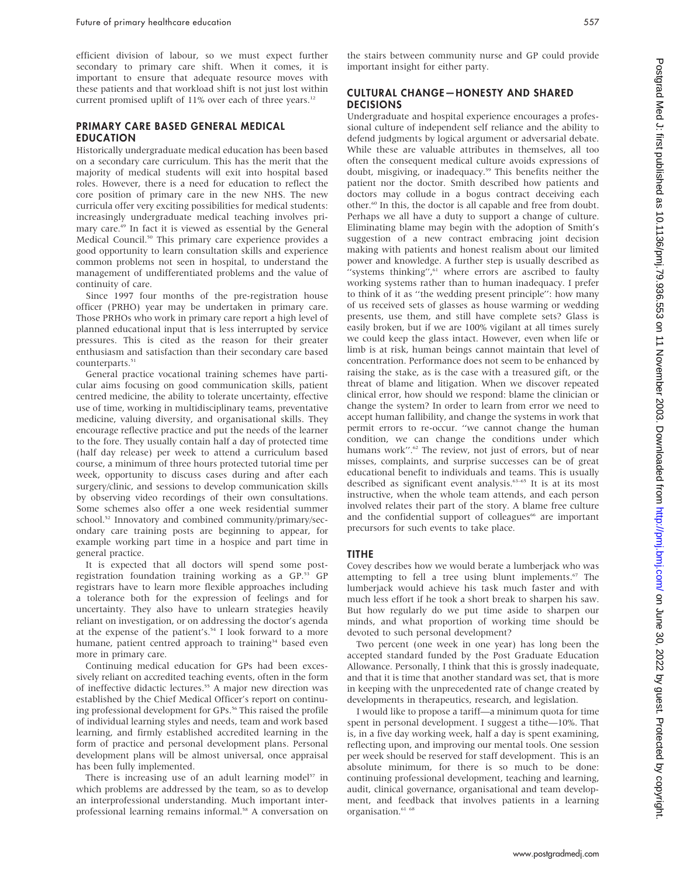efficient division of labour, so we must expect further secondary to primary care shift. When it comes, it is important to ensure that adequate resource moves with these patients and that workload shift is not just lost within current promised uplift of 11% over each of three years.[12]

## PRIMARY CARE BASED GENERAL MEDICAL EDUCATION

Historically undergraduate medical education has been based on a secondary care curriculum. This has the merit that the majority of medical students will exit into hospital based roles. However, there is a need for education to reflect the core position of primary care in the new NHS. The new curricula offer very exciting possibilities for medical students: increasingly undergraduate medical teaching involves primary care.[49] In fact it is viewed as essential by the General Medical Council.[50] This primary care experience provides a good opportunity to learn consultation skills and experience common problems not seen in hospital, to understand the management of undifferentiated problems and the value of continuity of care.

Since 1997 four months of the pre-registration house officer (PRHO) year may be undertaken in primary care. Those PRHOs who work in primary care report a high level of planned educational input that is less interrupted by service pressures. This is cited as the reason for their greater enthusiasm and satisfaction than their secondary care based counterparts.[51]

General practice vocational training schemes have particular aims focusing on good communication skills, patient centred medicine, the ability to tolerate uncertainty, effective use of time, working in multidisciplinary teams, preventative medicine, valuing diversity, and organisational skills. They encourage reflective practice and put the needs of the learner to the fore. They usually contain half a day of protected time (half day release) per week to attend a curriculum based course, a minimum of three hours protected tutorial time per week, opportunity to discuss cases during and after each surgery/clinic, and sessions to develop communication skills by observing video recordings of their own consultations. Some schemes also offer a one week residential summer school.[52] Innovatory and combined community/primary/secondary care training posts are beginning to appear, for example working part time in a hospice and part time in general practice.

It is expected that all doctors will spend some post-registration foundation training working as a GP.[53] GP registrars have to learn more flexible approaches including a tolerance both for the expression of feelings and for uncertainty. They also have to unlearn strategies heavily reliant on investigation, or on addressing the doctor's agenda at the expense of the patient's.[54] I look forward to a more humane, patient centred approach to training[34] based even more in primary care.

Continuing medical education for GPs had been excessively reliant on accredited teaching events, often in the form of ineffective didactic lectures.[55] A major new direction was established by the Chief Medical Officer's report on continuing professional development for GPs.[56] This raised the profile of individual learning styles and needs, team and work based learning, and firmly established accredited learning in the form of practice and personal development plans. Personal development plans will be almost universal, once appraisal has been fully implemented.

There is increasing use of an adult learning model[57] in which problems are addressed by the team, so as to develop an interprofessional understanding. Much important interprofessional learning remains informal.[58] A conversation on the stairs between community nurse and GP could provide important insight for either party.

## CULTURAL CHANGE—HONESTY AND SHARED DECISIONS

Undergraduate and hospital experience encourages a professional culture of independent self reliance and the ability to defend judgments by logical argument or adversarial debate. While these are valuable attributes in themselves, all too often the consequent medical culture avoids expressions of doubt, misgiving, or inadequacy.[59] This benefits neither the patient nor the doctor. Smith described how patients and doctors may collude in a bogus contract deceiving each other.[60] In this, the doctor is all capable and free from doubt. Perhaps we all have a duty to support a change of culture. Eliminating blame may begin with the adoption of Smith's suggestion of a new contract embracing joint decision making with patients and honest realism about our limited power and knowledge. A further step is usually described as "systems thinking",[61] where errors are ascribed to faulty working systems rather than to human inadequacy. I prefer to think of it as "the wedding present principle": how many of us received sets of glasses as house warming or wedding presents, use them, and still have complete sets? Glass is easily broken, but if we are 100% vigilant at all times surely we could keep the glass intact. However, even when life or limb is at risk, human beings cannot maintain that level of concentration. Performance does not seem to be enhanced by raising the stake, as is the case with a treasured gift, or the threat of blame and litigation. When we discover repeated clinical error, how should we respond: blame the clinician or change the system? In order to learn from error we need to accept human fallibility, and change the systems in work that permit errors to re-occur. "we cannot change the human condition, we can change the conditions under which humans work".[62] The review, not just of errors, but of near misses, complaints, and surprise successes can be of great educational benefit to individuals and teams. This is usually described as significant event analysis.[63–65] It is at its most instructive, when the whole team attends, and each person involved relates their part of the story. A blame free culture and the confidential support of colleagues[66] are important precursors for such events to take place.

## TITHE

Covey describes how we would berate a lumberjack who was attempting to fell a tree using blunt implements.[67] The lumberjack would achieve his task much faster and with much less effort if he took a short break to sharpen his saw. But how regularly do we put time aside to sharpen our minds, and what proportion of working time should be devoted to such personal development?

Two percent (one week in one year) has long been the accepted standard funded by the Post Graduate Education Allowance. Personally, I think that this is grossly inadequate, and that it is time that another standard was set, that is more in keeping with the unprecedented rate of change created by developments in therapeutics, research, and legislation.

I would like to propose a tariff—a minimum quota for time spent in personal development. I suggest a tithe—10%. That is, in a five day working week, half a day is spent examining, reflecting upon, and improving our mental tools. One session per week should be reserved for staff development. This is an absolute minimum, for there is so much to be done: continuing professional development, teaching and learning, audit, clinical governance, organisational and team development, and feedback that involves patients in a learning organisation.[61 68]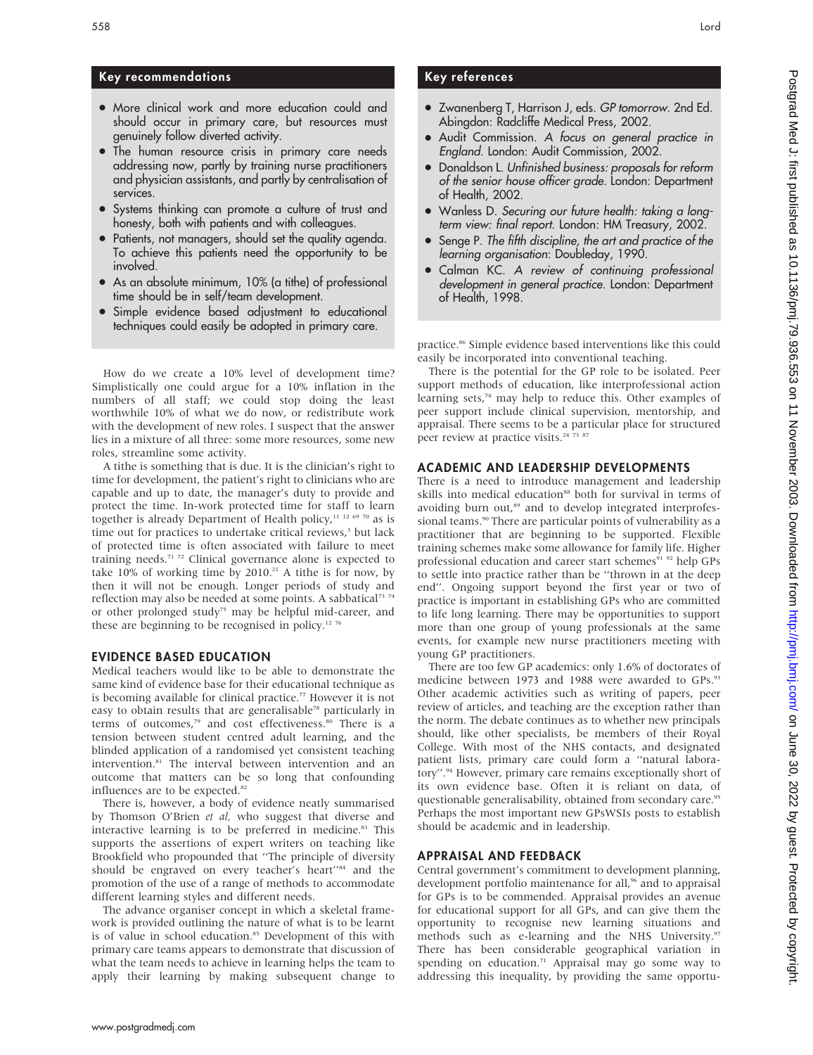## Key recommendations

- More clinical work and more education could and should occur in primary care, but resources must genuinely follow diverted activity.
- The human resource crisis in primary care needs addressing now, partly by training nurse practitioners and physician assistants, and partly by centralisation of services.
- Systems thinking can promote a culture of trust and honesty, both with patients and with colleagues.
- Patients, not managers, should set the quality agenda. To achieve this patients need the opportunity to be involved.
- As an absolute minimum, 10% (a tithe) of professional time should be in self/team development.
- Simple evidence based adjustment to educational techniques could easily be adopted in primary care.

How do we create a 10% level of development time? Simplistically one could argue for a 10% inflation in the numbers of all staff; we could stop doing the least worthwhile 10% of what we do now, or redistribute work with the development of new roles. I suspect that the answer lies in a mixture of all three: some more resources, some new roles, streamline some activity.

A tithe is something that is due. It is the clinician's right to time for development, the patient's right to clinicians who are capable and up to date, the manager's duty to provide and protect the time. In-work protected time for staff to learn together is already Department of Health policy,[11 12 69 70] as is time out for practices to undertake critical reviews,[3] but lack of protected time is often associated with failure to meet training needs.[71 72] Clinical governance alone is expected to take 10% of working time by 2010.[21] A tithe is for now, by then it will not be enough. Longer periods of study and reflection may also be needed at some points. A sabbatical[73 74] or other prolonged study[75] may be helpful mid-career, and these are beginning to be recognised in policy.[12 76]

## EVIDENCE BASED EDUCATION

Medical teachers would like to be able to demonstrate the same kind of evidence base for their educational technique as is becoming available for clinical practice.[77] However it is not easy to obtain results that are generalisable[78] particularly in terms of outcomes,[79] and cost effectiveness.[80] There is a tension between student centred adult learning, and the blinded application of a randomised yet consistent teaching intervention.[81] The interval between intervention and an outcome that matters can be so long that confounding influences are to be expected.[82]

There is, however, a body of evidence neatly summarised by Thomson O'Brien *et al*, who suggest that diverse and interactive learning is to be preferred in medicine.[83] This supports the assertions of expert writers on teaching like Brookfield who propounded that "The principle of diversity should be engraved on every teacher's heart"[84] and the promotion of the use of a range of methods to accommodate different learning styles and different needs.

The advance organiser concept in which a skeletal framework is provided outlining the nature of what is to be learnt is of value in school education.[85] Development of this with primary care teams appears to demonstrate that discussion of what the team needs to achieve in learning helps the team to apply their learning by making subsequent change to practice.[86] Simple evidence based interventions like this could easily be incorporated into conventional teaching.

There is the potential for the GP role to be isolated. Peer support methods of education, like interprofessional action learning sets,[74] may help to reduce this. Other examples of peer support include clinical supervision, mentorship, and appraisal. There seems to be a particular place for structured peer review at practice visits.[24 73 87]

## Key references

- Zwanenberg T, Harrison J, eds. *GP tomorrow*. 2nd Ed. Abingdon: Radcliffe Medical Press, 2002.
- Audit Commission. *A focus on general practice in England*. London: Audit Commission, 2002.
- Donaldson L. *Unfinished business: proposals for reform of the senior house officer grade.* London: Department of Health, 2002.
- Wanless D. *Securing our future health: taking a long-term view: final report.* London: HM Treasury, 2002.
- Senge P. *The fifth discipline, the art and practice of the learning organisation*: Doubleday, 1990.
- Calman KC. *A review of continuing professional development in general practice.* London: Department of Health, 1998.

## ACADEMIC AND LEADERSHIP DEVELOPMENTS

There is a need to introduce management and leadership skills into medical education[88] both for survival in terms of avoiding burn out,[89] and to develop integrated interprofessional teams.[90] There are particular points of vulnerability as a practitioner that are beginning to be supported. Flexible training schemes make some allowance for family life. Higher professional education and career start schemes[91 92] help GPs to settle into practice rather than be "thrown in at the deep end". Ongoing support beyond the first year or two of practice is important in establishing GPs who are committed to life long learning. There may be opportunities to support more than one group of young professionals at the same events, for example new nurse practitioners meeting with young GP practitioners.

There are too few GP academics: only 1.6% of doctorates of medicine between 1973 and 1988 were awarded to GPs.[93] Other academic activities such as writing of papers, peer review of articles, and teaching are the exception rather than the norm. The debate continues as to whether new principals should, like other specialists, be members of their Royal College. With most of the NHS contacts, and designated patient lists, primary care could form a "natural laboratory".[94] However, primary care remains exceptionally short of its own evidence base. Often it is reliant on data, of questionable generalisability, obtained from secondary care.[95] Perhaps the most important new GPsWSIs posts to establish should be academic and in leadership.

## APPRAISAL AND FEEDBACK

Central government's commitment to development planning, development portfolio maintenance for all,[96] and to appraisal for GPs is to be commended. Appraisal provides an avenue for educational support for all GPs, and can give them the opportunity to recognise new learning situations and methods such as e-learning and the NHS University.[97] There has been considerable geographical variation in spending on education.[71] Appraisal may go some way to addressing this inequality, by providing the same opportu-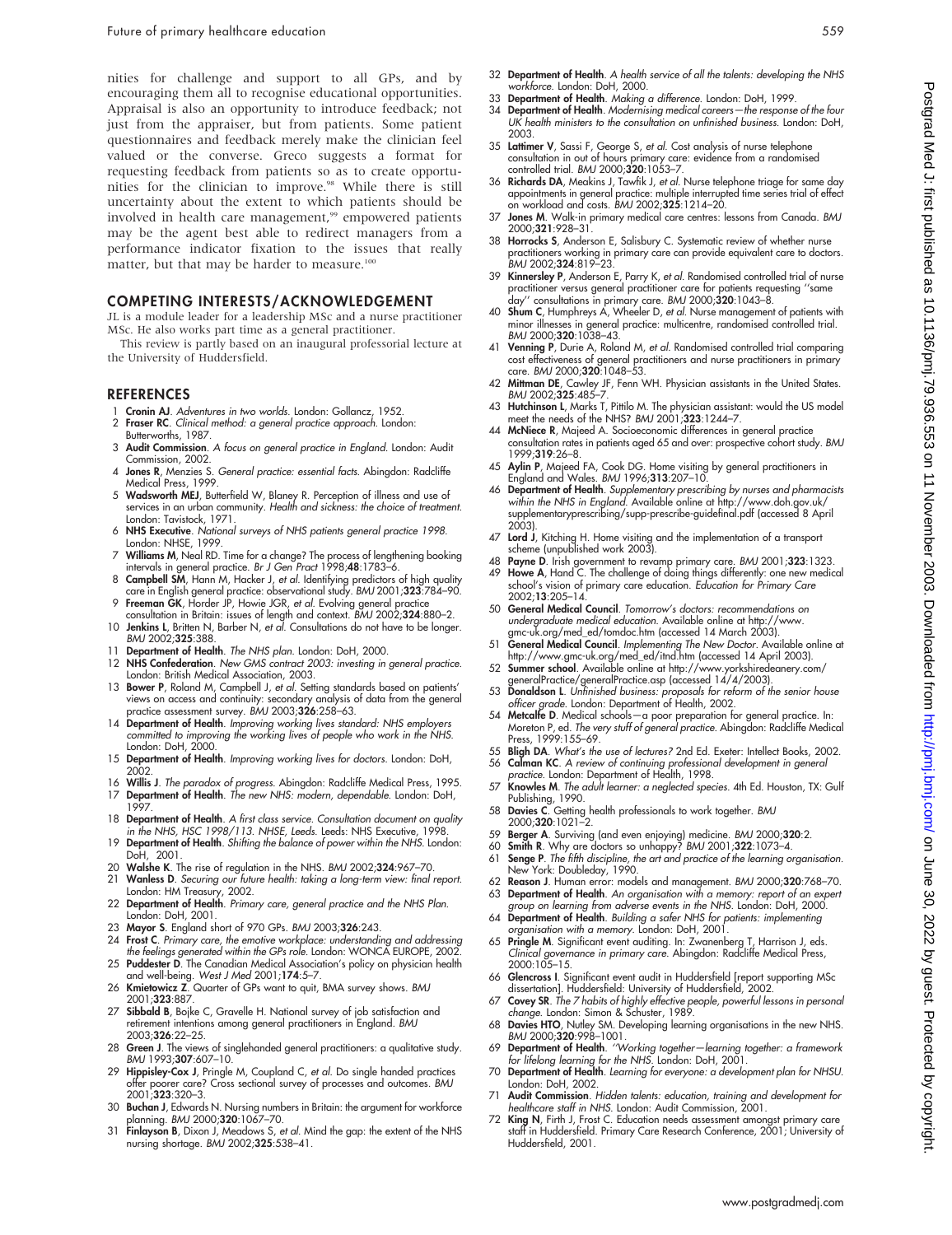nities for challenge and support to all GPs, and by encouraging them all to recognise educational opportunities. Appraisal is also an opportunity to introduce feedback; not just from the appraiser, but from patients. Some patient questionnaires and feedback merely make the clinician feel valued or the converse. Greco suggests a format for requesting feedback from patients so as to create opportunities for the clinician to improve.[98] While there is still uncertainty about the extent to which patients should be involved in health care management,[99] empowered patients may be the agent best able to redirect managers from a performance indicator fixation to the issues that really matter, but that may be harder to measure.[100]

## COMPETING INTERESTS/ACKNOWLEDGEMENT

JL is a module leader for a leadership MSc and a nurse practitioner MSc. He also works part time as a general practitioner.

This review is partly based on an inaugural professorial lecture at the University of Huddersfield.

## REFERENCES

1. **Cronin AJ**. *Adventures in two worlds*. London: Gollancz, 1952.
2. **Fraser RC**. *Clinical method: a general practice approach*. London: Butterworths, 1987.
3. **Audit Commission**. *A focus on general practice in England*. London: Audit Commission, 2002.
4. **Jones R**, Menzies S. *General practice: essential facts*. Abingdon: Radcliffe Medical Press, 1999.
5. **Wadsworth MEJ**, Butterfield W, Blaney R. Perception of illness and use of services in an urban community. *Health and sickness: the choice of treatment*. London: Tavistock, 1971.
6. **NHS Executive**. *National surveys of NHS patients general practice 1998*. London: NHSE, 1999.
7. **Williams M**, Neal RD. Time for a change? The process of lengthening booking intervals in general practice. *Br J Gen Pract* 1998;**48**:1783–6.
8. **Campbell SM**, Hann M, Hacker J, *et al*. Identifying predictors of high quality care in English general practice: observational study. *BMJ* 2001;**323**:784–90.
9. **Freeman GK**, Horder JP, Howie JGR, *et al*. Evolving general practice consultation in Britain: issues of length and context. *BMJ* 2002;**324**:880–2.
10. **Jenkins L**, Britten N, Barber N, *et al*. Consultations do not have to be longer. *BMJ* 2002;**325**:388.
11. **Department of Health**. *The NHS plan*. London: DoH, 2000.
12. **NHS Confederation**. *New GMS contract 2003: investing in general practice*. London: British Medical Association, 2003.
13. **Bower P**, Roland M, Campbell J, *et al*. Setting standards based on patients' views on access and continuity: secondary analysis of data from the general practice assessment survey. *BMJ* 2003;**326**:258–63.
14. **Department of Health**. *Improving working lives standard: NHS employers committed to improving the working lives of people who work in the NHS*. London: DoH, 2000.
15. **Department of Health**. *Improving working lives for doctors*. London: DoH, 2002.
16. **Willis J**. *The paradox of progress*. Abingdon: Radcliffe Medical Press, 1995.
17. **Department of Health**. *The new NHS: modern, dependable*. London: DoH, 1997.
18. **Department of Health**. *A first class service. Consultation document on quality in the NHS, HSC 1998/113. NHSE, Leeds*. Leeds: NHS Executive, 1998.
19. **Department of Health**. *Shifting the balance of power within the NHS*. London: DoH, 2001.
20. **Walshe K**. The rise of regulation in the NHS. *BMJ* 2002;**324**:967–70.
21. **Wanless D**. *Securing our future health: taking a long-term view: final report*. London: HM Treasury, 2002.
22. **Department of Health**. *Primary care, general practice and the NHS Plan*. London: DoH, 2001.
23. **Mayor S**. England short of 970 GPs. *BMJ* 2003;**326**:243.
24. **Frost C**. *Primary care, the emotive workplace: understanding and addressing the feelings generated within the GPs role*. London: WONCA EUROPE, 2002.
25. **Puddester D**. The Canadian Medical Association's policy on physician health and well-being. *West J Med* 2001;**174**:5–7.
26. **Kmietowicz Z**. Quarter of GPs want to quit, BMA survey shows. *BMJ* 2001;**323**:887.
27. **Sibbald B**, Bojke C, Gravelle H. National survey of job satisfaction and retirement intentions among general practitioners in England. *BMJ* 2003;**326**:22–25.
28. **Green J**. The views of singlehanded general practitioners: a qualitative study. *BMJ* 1993;**307**:607–10.
29. **Hippisley-Cox J**, Pringle M, Coupland C, *et al*. Do single handed practices offer poorer care? Cross sectional survey of processes and outcomes. *BMJ* 2001;**323**:320–3.
30. **Buchan J**, Edwards N. Nursing numbers in Britain: the argument for workforce planning. *BMJ* 2000;**320**:1067–70.
31. **Finlayson B**, Dixon J, Meadows S, *et al*. Mind the gap: the extent of the NHS nursing shortage. *BMJ* 2002;**325**:538–41.
32. **Department of Health**. *A health service of all the talents: developing the NHS workforce*. London: DoH, 2000.
33. **Department of Health**. *Making a difference*. London: DoH, 1999.
34. **Department of Health**. *Modernising medical careers—the response of the four UK health ministers to the consultation on unfinished business*. London: DoH, 2003.
35. **Lattimer V**, Sassi F, George S, *et al*. Cost analysis of nurse telephone consultation in out of hours primary care: evidence from a randomised controlled trial. *BMJ* 2000;**320**:1053–7.
36. **Richards DA**, Meakins J, Tawfik J, *et al*. Nurse telephone triage for same day appointments in general practice: multiple interrupted time series trial of effect on workload and costs. *BMJ* 2002;**325**:1214–20.
37. **Jones M**. Walk-in primary medical care centres: lessons from Canada. *BMJ* 2000;**321**:928–31.
38. **Horrocks S**, Anderson E, Salisbury C. Systematic review of whether nurse practitioners working in primary care can provide equivalent care to doctors. *BMJ* 2002;**324**:819–23.
39. **Kinnersley P**, Anderson E, Parry K, *et al*. Randomised controlled trial of nurse practitioner versus general practitioner care for patients requesting "same day" consultations in primary care. *BMJ* 2000;**320**:1043–8.
40. **Shum C**, Humphreys A, Wheeler D, *et al*. Nurse management of patients with minor illnesses in general practice: multicentre, randomised controlled trial. *BMJ* 2000;**320**:1038–43.
41. **Venning P**, Durie A, Roland M, *et al*. Randomised controlled trial comparing cost effectiveness of general practitioners and nurse practitioners in primary care. *BMJ* 2000;**320**:1048–53.
42. **Mittman DE**, Cawley JF, Fenn WH. Physician assistants in the United States. *BMJ* 2002;**325**:485–7.
43. **Hutchinson L**, Marks T, Pittilo M. The physician assistant: would the US model meet the needs of the NHS? *BMJ* 2001;**323**:1244–7.
44. **McNiece R**, Majeed A. Socioeconomic differences in general practice consultation rates in patients aged 65 and over: prospective cohort study. *BMJ* 1999;**319**:26–8.
45. **Aylin P**, Majeed FA, Cook DG. Home visiting by general practitioners in England and Wales. *BMJ* 1996;**313**:207–10.
46. **Department of Health**. *Supplementary prescribing by nurses and pharmacists within the NHS in England*. Available online at http://www.doh.gov.uk/supplementaryprescribing/supp-prescribe-guidefinal.pdf (accessed 8 April 2003).
47. **Lord J**, Kitching H. Home visiting and the implementation of a transport scheme (unpublished work 2003).
48. **Payne D**. Irish government to revamp primary care. *BMJ* 2001;**323**:1323.
49. **Howe A**, Hand C. The challenge of doing things differently: one new medical school's vision of primary care education. *Education for Primary Care* 2002;**13**:205–14.
50. **General Medical Council**. *Tomorrow's doctors: recommendations on undergraduate medical education*. Available online at http://www.gmc-uk.org/med_ed/tomdoc.htm (accessed 14 March 2003).
51. **General Medical Council**. *Implementing The New Doctor*. Available online at http://www.gmc-uk.org/med_ed/itnd.htm (accessed 14 April 2003).
52. **Summer school**. Available online at http://www.yorkshiredeanery.com/generalPractice/generalPractice.asp (accessed 14/4/2003).
53. **Donaldson L**. *Unfinished business: proposals for reform of the senior house officer grade*. London: Department of Health, 2002.
54. **Metcalfe D**. Medical schools—a poor preparation for general practice. In: Moreton P, ed. *The very stuff of general practice*. Abingdon: Radcliffe Medical Press, 1999:155–69.
55. **Bligh DA**. *What's the use of lectures?* 2nd Ed. Exeter: Intellect Books, 2002.
56. **Calman KC**. *A review of continuing professional development in general practice*. London: Department of Health, 1998.
57. **Knowles M**. *The adult learner: a neglected species*. 4th Ed. Houston, TX: Gulf Publishing, 1990.
58. **Davies C**. Getting health professionals to work together. *BMJ* 2000;**320**:1021–2.
59. **Berger A**. Surviving (and even enjoying) medicine. *BMJ* 2000;**320**:2.
60. **Smith R**. Why are doctors so unhappy? *BMJ* 2001;**322**:1073–4.
61. **Senge P**. *The fifth discipline, the art and practice of the learning organisation*. New York: Doubleday, 1990.
62. **Reason J**. Human error: models and management. *BMJ* 2000;**320**:768–70.
63. **Department of Health**. *An organisation with a memory: report of an expert group on learning from adverse events in the NHS*. London: DoH, 2000.
64. **Department of Health**. *Building a safer NHS for patients: implementing organisation with a memory*. London: DoH, 2001.
65. **Pringle M**. Significant event auditing. In: Zwanenberg T, Harrison J, eds. *Clinical governance in primary care*. Abingdon: Radcliffe Medical Press, 2000:105–15.
66. **Glencross I**. Significant event audit in Huddersfield [report supporting MSc dissertation]. Huddersfield: University of Huddersfield, 2002.
67. **Covey SR**. *The 7 habits of highly effective people, powerful lessons in personal change*. London: Simon & Schuster, 1989.
68. **Davies HTO**, Nutley SM. Developing learning organisations in the new NHS. *BMJ* 2000;**320**:998–1001.
69. **Department of Health**. *"Working together—learning together: a framework for lifelong learning for the NHS*. London: DoH, 2001.
70. **Department of Health**. *Learning for everyone: a development plan for NHSU*. London: DoH, 2002.
71. **Audit Commission**. *Hidden talents: education, training and development for healthcare staff in NHS*. London: Audit Commission, 2001.
72. **King N**, Firth J, Frost C. Education needs assessment amongst primary care staff in Huddersfield. Primary Care Research Conference, 2001; University of Huddersfield, 2001.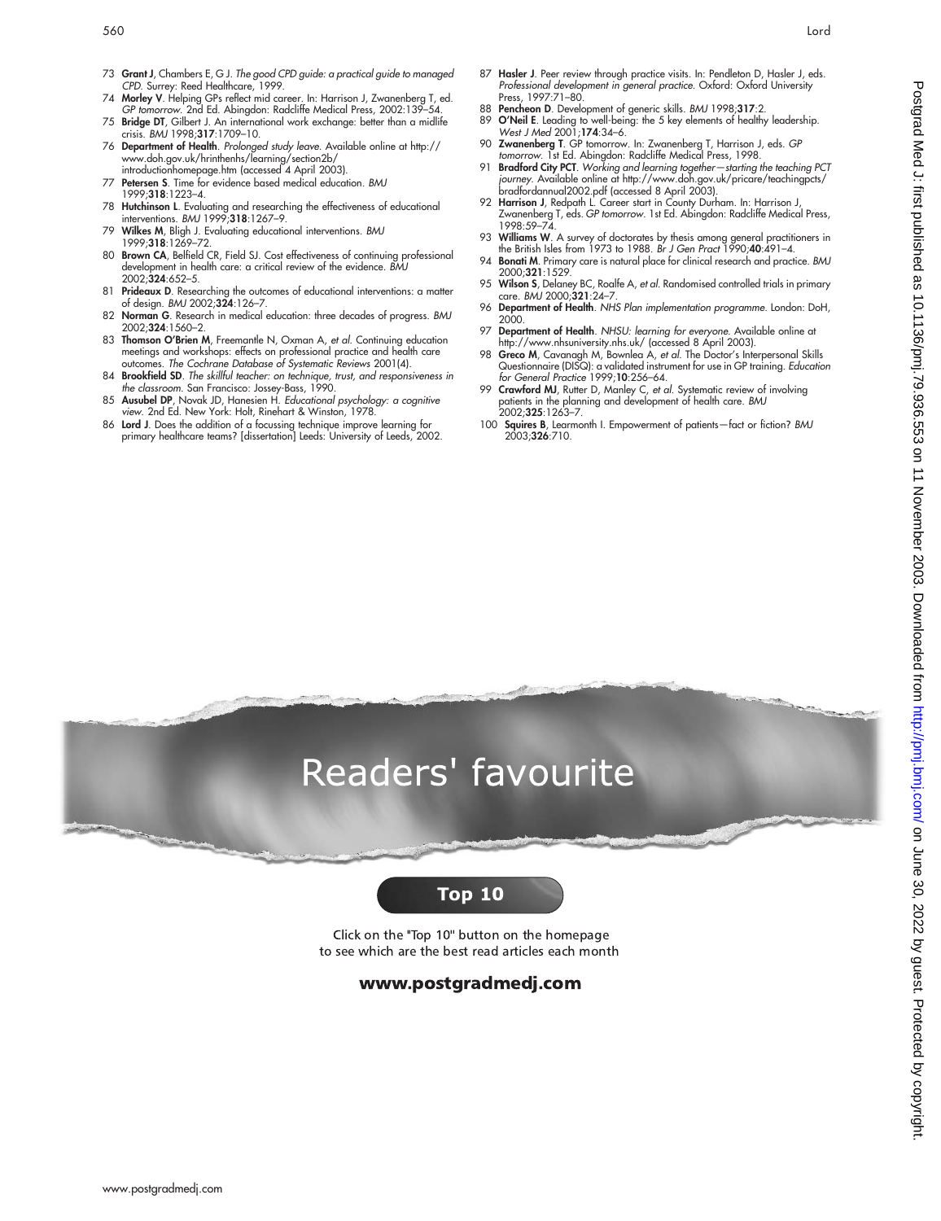73 **Grant J**, Chambers E, G J. *The good CPD guide: a practical guide to managed CPD*. Surrey: Reed Healthcare, 1999.
74 **Morley V**. Helping GPs reflect mid career. In: Harrison J, Zwanenberg T, ed. *GP tomorrow*. 2nd Ed. Abingdon: Radcliffe Medical Press, 2002:139–54.
75 **Bridge DT**, Gilbert J. An international work exchange: better than a midlife crisis. *BMJ* 1998;**317**:1709–10.
76 **Department of Health**. *Prolonged study leave*. Available online at http://www.doh.gov.uk/hrinthenhs/learning/section2b/introductionhomepage.htm (accessed 4 April 2003).
77 **Petersen S**. Time for evidence based medical education. *BMJ* 1999;**318**:1223–4.
78 **Hutchinson L**. Evaluating and researching the effectiveness of educational interventions. *BMJ* 1999;**318**:1267–9.
79 **Wilkes M**, Bligh J. Evaluating educational interventions. *BMJ* 1999;**318**:1269–72.
80 **Brown CA**, Belfield CR, Field SJ. Cost effectiveness of continuing professional development in health care: a critical review of the evidence. *BMJ* 2002;**324**:652–5.
81 **Prideaux D**. Researching the outcomes of educational interventions: a matter of design. *BMJ* 2002;**324**:126–7.
82 **Norman G**. Research in medical education: three decades of progress. *BMJ* 2002;**324**:1560–2.
83 **Thomson O'Brien M**, Freemantle N, Oxman A, *et al*. Continuing education meetings and workshops: effects on professional practice and health care outcomes. *The Cochrane Database of Systematic Reviews* 2001(4).
84 **Brookfield SD**. *The skillful teacher: on technique, trust, and responsiveness in the classroom*. San Francisco: Jossey-Bass, 1990.
85 **Ausubel DP**, Novak JD, Hanesien H. *Educational psychology: a cognitive view*. 2nd Ed. New York: Holt, Rinehart & Winston, 1978.
86 **Lord J**. Does the addition of a focussing technique improve learning for primary healthcare teams? [dissertation] Leeds: University of Leeds, 2002.
87 **Hasler J**. Peer review through practice visits. In: Pendleton D, Hasler J, eds. *Professional development in general practice*. Oxford: Oxford University Press, 1997:71–80.
88 **Pencheon D**. Development of generic skills. *BMJ* 1998;**317**:2.
89 **O'Neil E**. Leading to well-being: the 5 key elements of healthy leadership. *West J Med* 2001;**174**:34–6.
90 **Zwanenberg T**. GP tomorrow. In: Zwanenberg T, Harrison J, eds. *GP tomorrow*. 1st Ed. Abingdon: Radcliffe Medical Press, 1998.
91 **Bradford City PCT**. *Working and learning together—starting the teaching PCT journey*. Available online at http://www.doh.gov.uk/pricare/teachingpcts/bradfordannual2002.pdf (accessed 8 April 2003).
92 **Harrison J**, Redpath L. Career start in County Durham. In: Harrison J, Zwanenberg T, eds. *GP tomorrow*. 1st Ed. Abingdon: Radcliffe Medical Press, 1998:59–74.
93 **Williams W**. A survey of doctorates by thesis among general practitioners in the British Isles from 1973 to 1988. *Br J Gen Pract* 1990;**40**:491–4.
94 **Bonati M**. Primary care is natural place for clinical research and practice. *BMJ* 2000;**321**:1529.
95 **Wilson S**, Delaney BC, Roalfe A, *et al*. Randomised controlled trials in primary care. *BMJ* 2000;**321**:24–7.
96 **Department of Health**. *NHS Plan implementation programme*. London: DoH, 2000.
97 **Department of Health**. *NHSU: learning for everyone*. Available online at http://www.nhsuniversity.nhs.uk/ (accessed 8 April 2003).
98 **Greco M**, Cavanagh M, Bownlea A, *et al*. The Doctor's Interpersonal Skills Questionnaire (DISQ): a validated instrument for use in GP training. *Education for General Practice* 1999;**10**:256–64.
99 **Crawford MJ**, Rutter D, Manley C, *et al*. Systematic review of involving patients in the planning and development of health care. *BMJ* 2002;**325**:1263–7.
100 **Squires B**, Learmonth I. Empowerment of patients—fact or fiction? *BMJ* 2003;**326**:710.

Readers' favourite

**Top 10**

Click on the "Top 10" button on the homepage to see which are the best read articles each month

**www.postgradmedj.com**